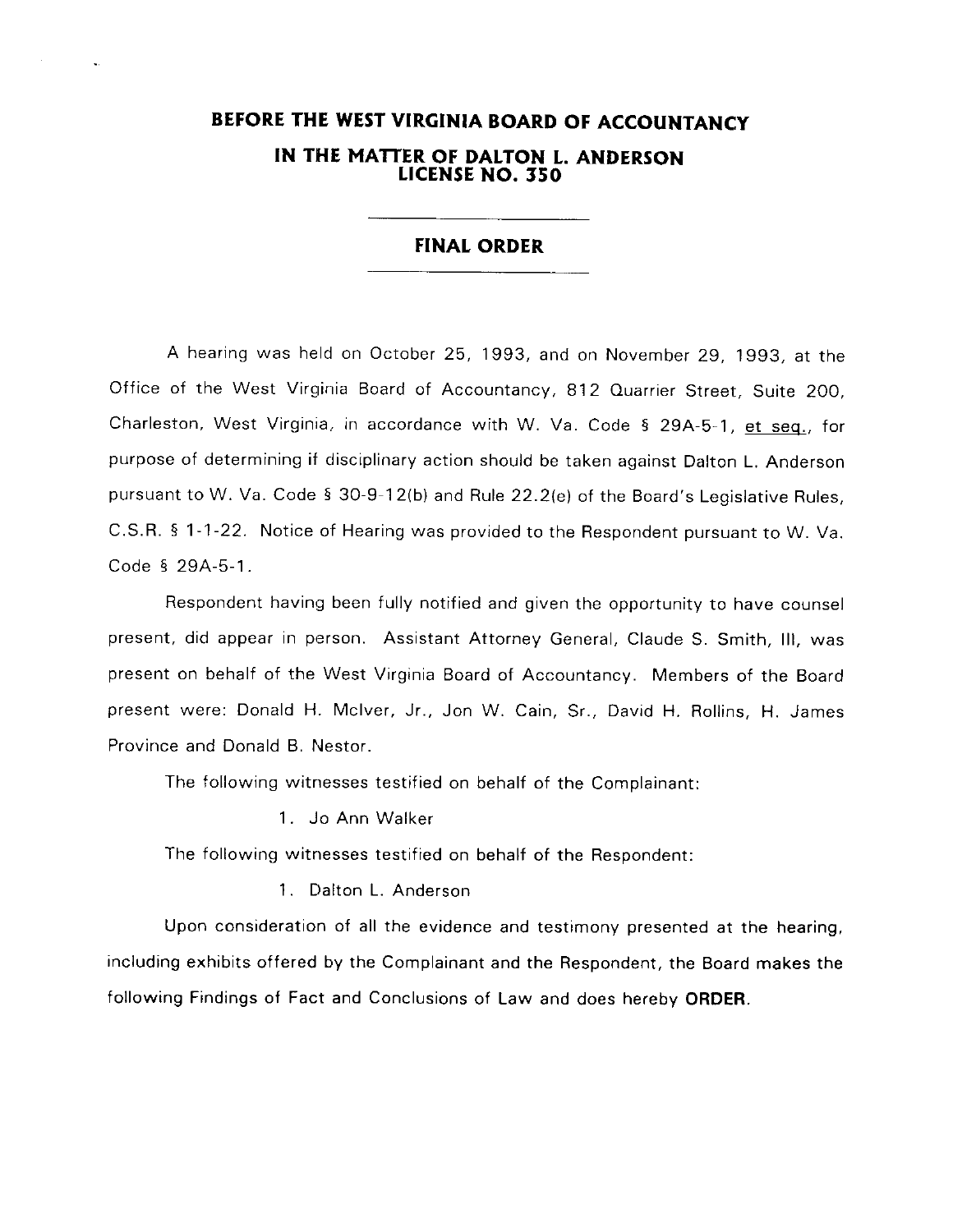# BEFORE THE WEST VIRGINIA BOARD OF ACCOUNTANCY

## IN THE MATTER OF DALTON L. ANDERSON
## LICENSE NO. 350

---

## FINAL ORDER

---

A hearing was held on October 25, 1993, and on November 29, 1993, at the Office of the West Virginia Board of Accountancy, 812 Quarrier Street, Suite 200, Charleston, West Virginia, in accordance with W. Va. Code § 29A-5-1, et seq., for purpose of determining if disciplinary action should be taken against Dalton L. Anderson pursuant to W. Va. Code § 30-9-12(b) and Rule 22.2(e) of the Board's Legislative Rules, C.S.R. § 1-1-22. Notice of Hearing was provided to the Respondent pursuant to W. Va. Code § 29A-5-1.

Respondent having been fully notified and given the opportunity to have counsel present, did appear in person. Assistant Attorney General, Claude S. Smith, III, was present on behalf of the West Virginia Board of Accountancy. Members of the Board present were: Donald H. McIver, Jr., Jon W. Cain, Sr., David H. Rollins, H. James Province and Donald B. Nestor.

The following witnesses testified on behalf of the Complainant:

1. Jo Ann Walker

The following witnesses testified on behalf of the Respondent:

1. Dalton L. Anderson

Upon consideration of all the evidence and testimony presented at the hearing, including exhibits offered by the Complainant and the Respondent, the Board makes the following Findings of Fact and Conclusions of Law and does hereby **ORDER**.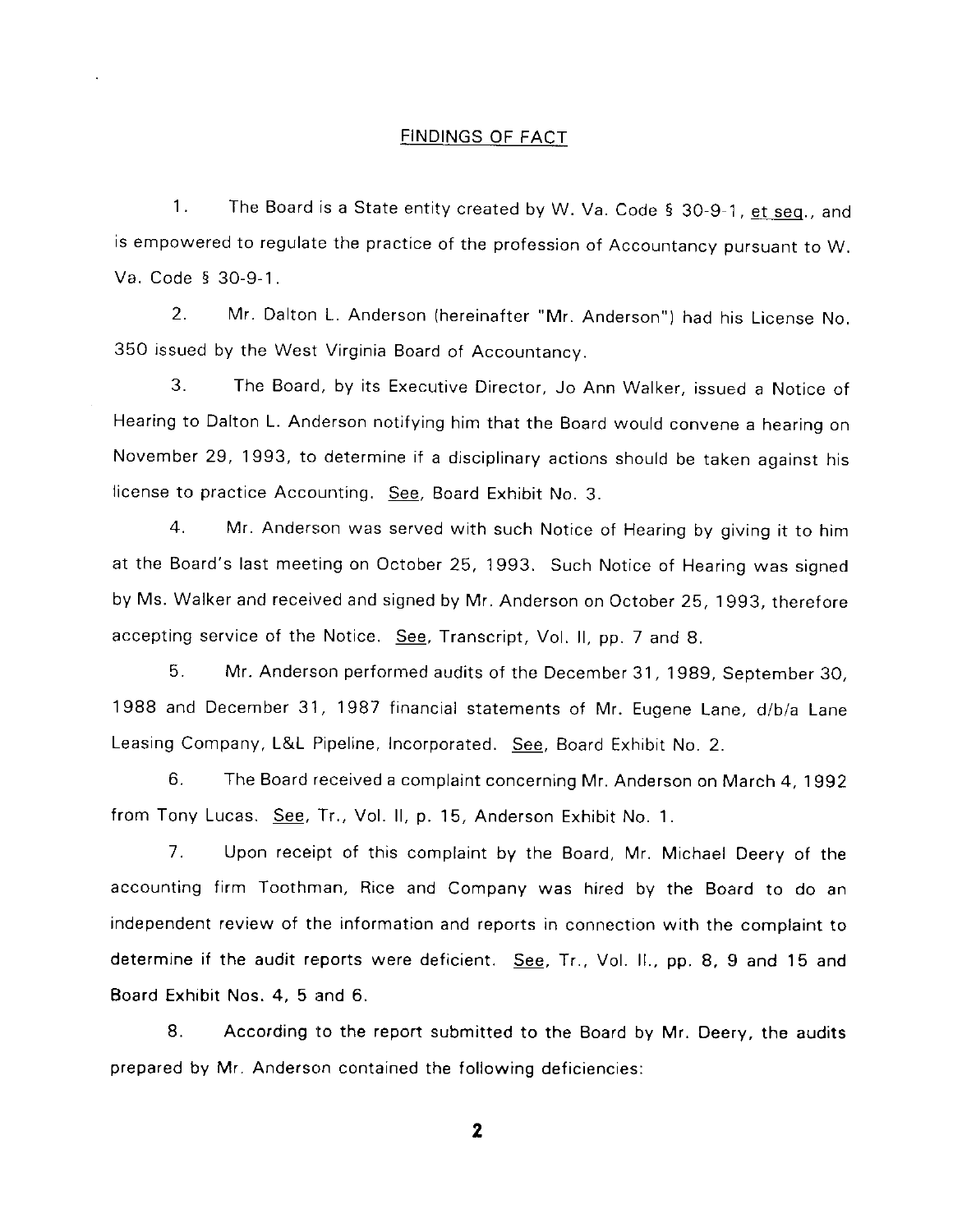## FINDINGS OF FACT

1. The Board is a State entity created by W. Va. Code § 30-9-1, et seq., and is empowered to regulate the practice of the profession of Accountancy pursuant to W. Va. Code § 30-9-1.

2. Mr. Dalton L. Anderson (hereinafter "Mr. Anderson") had his License No. 350 issued by the West Virginia Board of Accountancy.

3. The Board, by its Executive Director, Jo Ann Walker, issued a Notice of Hearing to Dalton L. Anderson notifying him that the Board would convene a hearing on November 29, 1993, to determine if a disciplinary actions should be taken against his license to practice Accounting. See, Board Exhibit No. 3.

4. Mr. Anderson was served with such Notice of Hearing by giving it to him at the Board's last meeting on October 25, 1993. Such Notice of Hearing was signed by Ms. Walker and received and signed by Mr. Anderson on October 25, 1993, therefore accepting service of the Notice. See, Transcript, Vol. II, pp. 7 and 8.

5. Mr. Anderson performed audits of the December 31, 1989, September 30, 1988 and December 31, 1987 financial statements of Mr. Eugene Lane, d/b/a Lane Leasing Company, L&L Pipeline, Incorporated. See, Board Exhibit No. 2.

6. The Board received a complaint concerning Mr. Anderson on March 4, 1992 from Tony Lucas. See, Tr., Vol. II, p. 15, Anderson Exhibit No. 1.

7. Upon receipt of this complaint by the Board, Mr. Michael Deery of the accounting firm Toothman, Rice and Company was hired by the Board to do an independent review of the information and reports in connection with the complaint to determine if the audit reports were deficient. See, Tr., Vol. II., pp. 8, 9 and 15 and Board Exhibit Nos. 4, 5 and 6.

8. According to the report submitted to the Board by Mr. Deery, the audits prepared by Mr. Anderson contained the following deficiencies: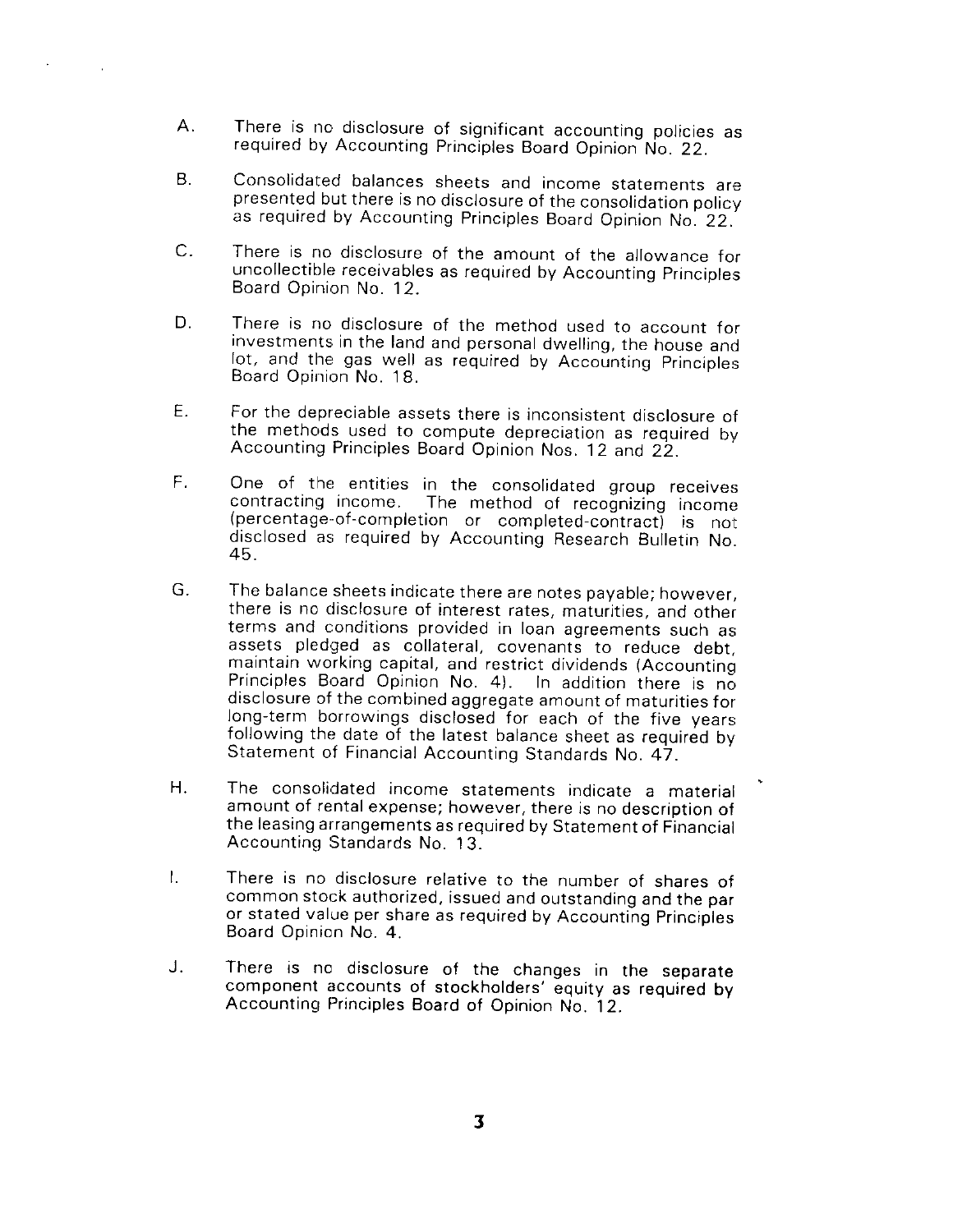A. There is no disclosure of significant accounting policies as required by Accounting Principles Board Opinion No. 22.

B. Consolidated balances sheets and income statements are presented but there is no disclosure of the consolidation policy as required by Accounting Principles Board Opinion No. 22.

C. There is no disclosure of the amount of the allowance for uncollectible receivables as required by Accounting Principles Board Opinion No. 12.

D. There is no disclosure of the method used to account for investments in the land and personal dwelling, the house and lot, and the gas well as required by Accounting Principles Board Opinion No. 18.

E. For the depreciable assets there is inconsistent disclosure of the methods used to compute depreciation as required by Accounting Principles Board Opinion Nos. 12 and 22.

F. One of the entities in the consolidated group receives contracting income. The method of recognizing income (percentage-of-completion or completed-contract) is not disclosed as required by Accounting Research Bulletin No. 45.

G. The balance sheets indicate there are notes payable; however, there is no disclosure of interest rates, maturities, and other terms and conditions provided in loan agreements such as assets pledged as collateral, covenants to reduce debt, maintain working capital, and restrict dividends (Accounting Principles Board Opinion No. 4). In addition there is no disclosure of the combined aggregate amount of maturities for long-term borrowings disclosed for each of the five years following the date of the latest balance sheet as required by Statement of Financial Accounting Standards No. 47.

H. The consolidated income statements indicate a material amount of rental expense; however, there is no description of the leasing arrangements as required by Statement of Financial Accounting Standards No. 13.

I. There is no disclosure relative to the number of shares of common stock authorized, issued and outstanding and the par or stated value per share as required by Accounting Principles Board Opinion No. 4.

J. There is no disclosure of the changes in the separate component accounts of stockholders' equity as required by Accounting Principles Board of Opinion No. 12.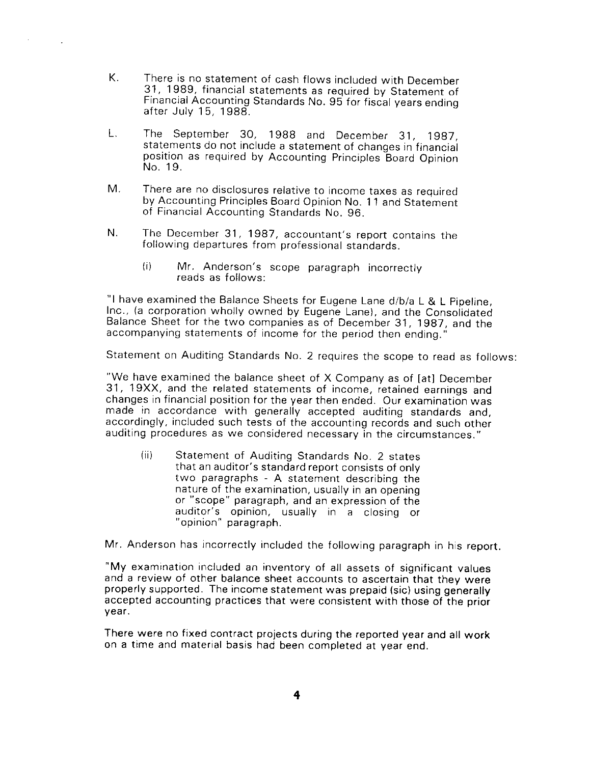K. There is no statement of cash flows included with December 31, 1989, financial statements as required by Statement of Financial Accounting Standards No. 95 for fiscal years ending after July 15, 1988.

L. The September 30, 1988 and December 31, 1987, statements do not include a statement of changes in financial position as required by Accounting Principles Board Opinion No. 19.

M. There are no disclosures relative to income taxes as required by Accounting Principles Board Opinion No. 11 and Statement of Financial Accounting Standards No. 96.

N. The December 31, 1987, accountant's report contains the following departures from professional standards.

   (i) Mr. Anderson's scope paragraph incorrectly reads as follows:

"I have examined the Balance Sheets for Eugene Lane d/b/a L & L Pipeline, Inc., (a corporation wholly owned by Eugene Lane), and the Consolidated Balance Sheet for the two companies as of December 31, 1987, and the accompanying statements of income for the period then ending."

Statement on Auditing Standards No. 2 requires the scope to read as follows:

"We have examined the balance sheet of X Company as of [at] December 31, 19XX, and the related statements of income, retained earnings and changes in financial position for the year then ended. Our examination was made in accordance with generally accepted auditing standards and, accordingly, included such tests of the accounting records and such other auditing procedures as we considered necessary in the circumstances."

   (ii) Statement of Auditing Standards No. 2 states that an auditor's standard report consists of only two paragraphs - A statement describing the nature of the examination, usually in an opening or "scope" paragraph, and an expression of the auditor's opinion, usually in a closing or "opinion" paragraph.

Mr. Anderson has incorrectly included the following paragraph in his report.

"My examination included an inventory of all assets of significant values and a review of other balance sheet accounts to ascertain that they were properly supported. The income statement was prepaid (sic) using generally accepted accounting practices that were consistent with those of the prior year.

There were no fixed contract projects during the reported year and all work on a time and material basis had been completed at year end.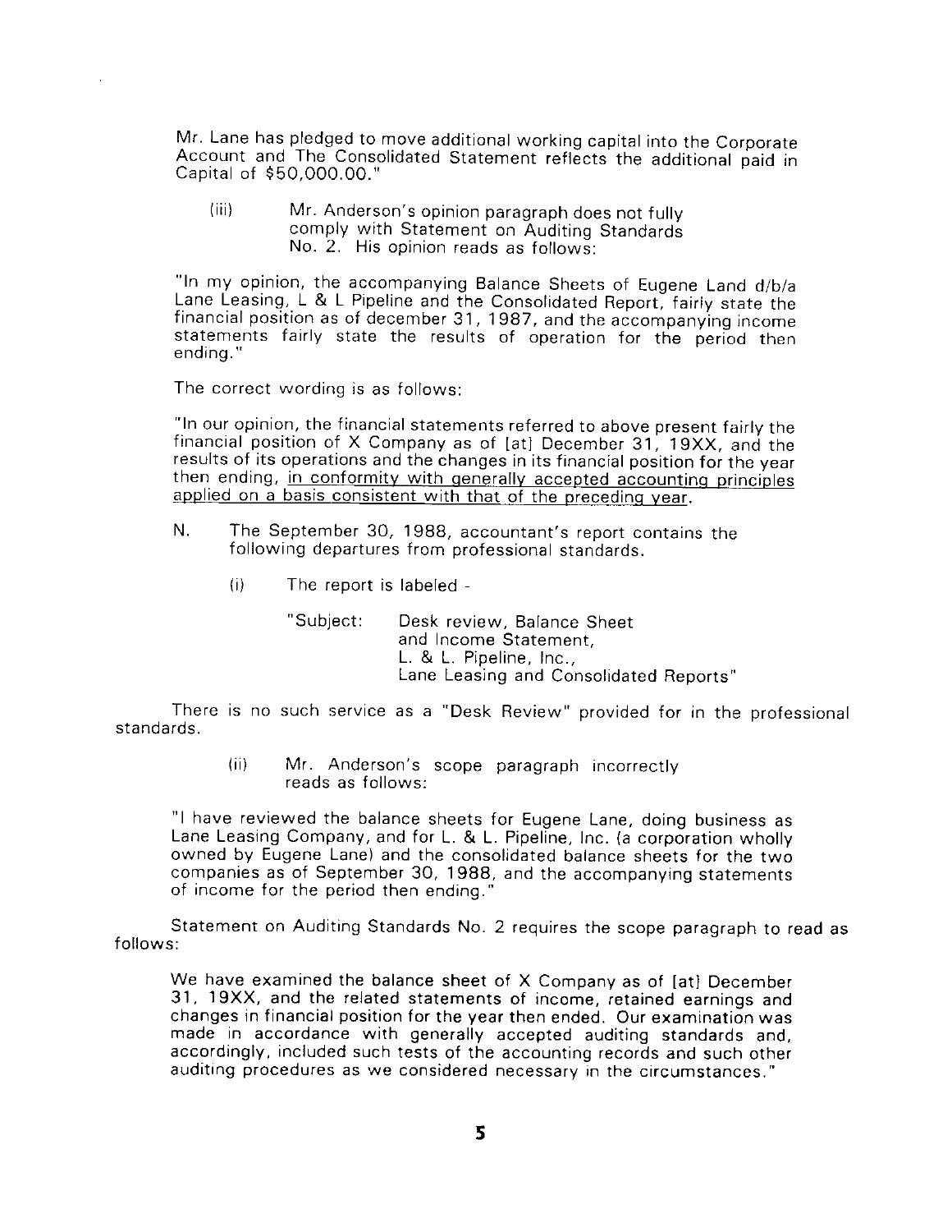Mr. Lane has pledged to move additional working capital into the Corporate Account and The Consolidated Statement reflects the additional paid in Capital of $50,000.00."

(iii) Mr. Anderson's opinion paragraph does not fully comply with Statement on Auditing Standards No. 2. His opinion reads as follows:

"In my opinion, the accompanying Balance Sheets of Eugene Land d/b/a Lane Leasing, L & L Pipeline and the Consolidated Report, fairly state the financial position as of december 31, 1987, and the accompanying income statements fairly state the results of operation for the period then ending."

The correct wording is as follows:

"In our opinion, the financial statements referred to above present fairly the financial position of X Company as of [at] December 31, 19XX, and the results of its operations and the changes in its financial position for the year then ending, <u>in conformity with generally accepted accounting principles applied on a basis consistent with that of the preceding year</u>.

N. The September 30, 1988, accountant's report contains the following departures from professional standards.

(i) The report is labeled -

"Subject: Desk review, Balance Sheet and Income Statement, L. & L. Pipeline, Inc., Lane Leasing and Consolidated Reports"

There is no such service as a "Desk Review" provided for in the professional standards.

(ii) Mr. Anderson's scope paragraph incorrectly reads as follows:

"I have reviewed the balance sheets for Eugene Lane, doing business as Lane Leasing Company, and for L. & L. Pipeline, Inc. (a corporation wholly owned by Eugene Lane) and the consolidated balance sheets for the two companies as of September 30, 1988, and the accompanying statements of income for the period then ending."

Statement on Auditing Standards No. 2 requires the scope paragraph to read as follows:

We have examined the balance sheet of X Company as of [at] December 31, 19XX, and the related statements of income, retained earnings and changes in financial position for the year then ended. Our examination was made in accordance with generally accepted auditing standards and, accordingly, included such tests of the accounting records and such other auditing procedures as we considered necessary in the circumstances."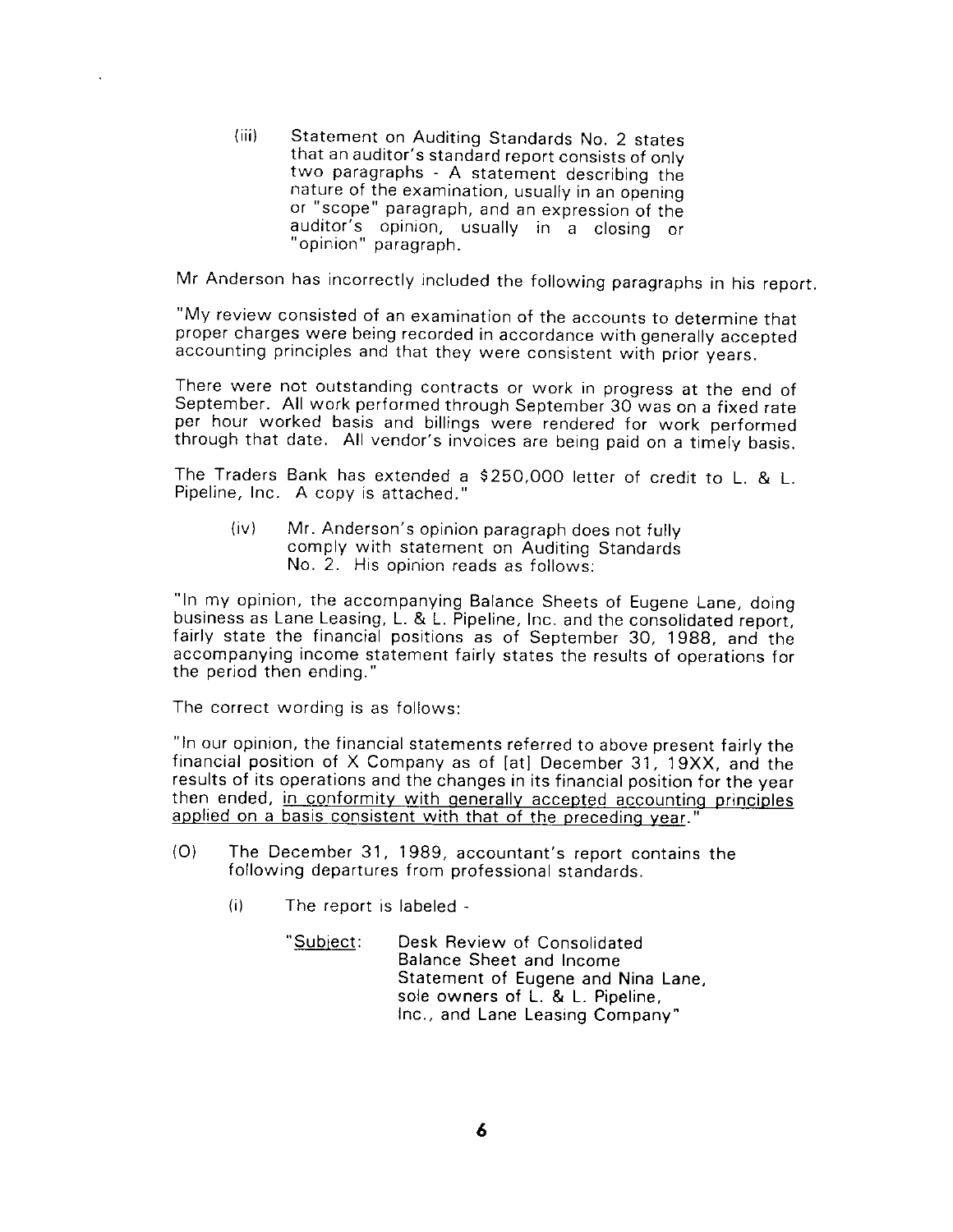(iii) Statement on Auditing Standards No. 2 states that an auditor's standard report consists of only two paragraphs - A statement describing the nature of the examination, usually in an opening or "scope" paragraph, and an expression of the auditor's opinion, usually in a closing or "opinion" paragraph.

Mr Anderson has incorrectly included the following paragraphs in his report.

"My review consisted of an examination of the accounts to determine that proper charges were being recorded in accordance with generally accepted accounting principles and that they were consistent with prior years.

There were not outstanding contracts or work in progress at the end of September. All work performed through September 30 was on a fixed rate per hour worked basis and billings were rendered for work performed through that date. All vendor's invoices are being paid on a timely basis.

The Traders Bank has extended a $250,000 letter of credit to L. & L. Pipeline, Inc. A copy is attached."

(iv) Mr. Anderson's opinion paragraph does not fully comply with statement on Auditing Standards No. 2. His opinion reads as follows:

"In my opinion, the accompanying Balance Sheets of Eugene Lane, doing business as Lane Leasing, L. & L. Pipeline, Inc. and the consolidated report, fairly state the financial positions as of September 30, 1988, and the accompanying income statement fairly states the results of operations for the period then ending."

The correct wording is as follows:

"In our opinion, the financial statements referred to above present fairly the financial position of X Company as of [at] December 31, 19XX, and the results of its operations and the changes in its financial position for the year then ended, <u>in conformity with generally accepted accounting principles applied on a basis consistent with that of the preceding year</u>."

(O) The December 31, 1989, accountant's report contains the following departures from professional standards.

(i) The report is labeled -

"<u>Subject</u>: Desk Review of Consolidated Balance Sheet and Income Statement of Eugene and Nina Lane, sole owners of L. & L. Pipeline, Inc., and Lane Leasing Company"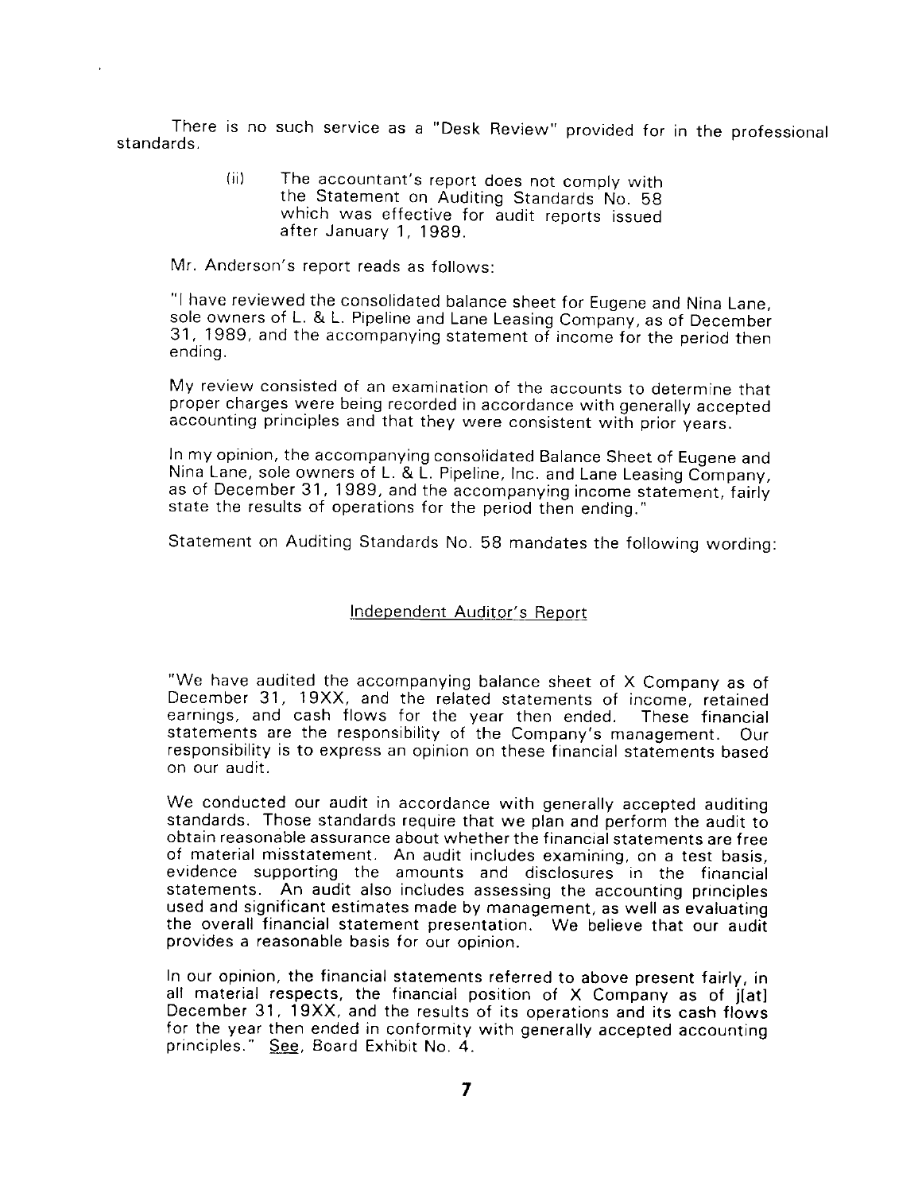There is no such service as a "Desk Review" provided for in the professional standards.

> (ii) The accountant's report does not comply with the Statement on Auditing Standards No. 58 which was effective for audit reports issued after January 1, 1989.

Mr. Anderson's report reads as follows:

> "I have reviewed the consolidated balance sheet for Eugene and Nina Lane, sole owners of L. & L. Pipeline and Lane Leasing Company, as of December 31, 1989, and the accompanying statement of income for the period then ending.
>
> My review consisted of an examination of the accounts to determine that proper charges were being recorded in accordance with generally accepted accounting principles and that they were consistent with prior years.
>
> In my opinion, the accompanying consolidated Balance Sheet of Eugene and Nina Lane, sole owners of L. & L. Pipeline, Inc. and Lane Leasing Company, as of December 31, 1989, and the accompanying income statement, fairly state the results of operations for the period then ending."

Statement on Auditing Standards No. 58 mandates the following wording:

<u>Independent Auditor's Report</u>

> "We have audited the accompanying balance sheet of X Company as of December 31, 19XX, and the related statements of income, retained earnings, and cash flows for the year then ended. These financial statements are the responsibility of the Company's management. Our responsibility is to express an opinion on these financial statements based on our audit.
>
> We conducted our audit in accordance with generally accepted auditing standards. Those standards require that we plan and perform the audit to obtain reasonable assurance about whether the financial statements are free of material misstatement. An audit includes examining, on a test basis, evidence supporting the amounts and disclosures in the financial statements. An audit also includes assessing the accounting principles used and significant estimates made by management, as well as evaluating the overall financial statement presentation. We believe that our audit provides a reasonable basis for our opinion.
>
> In our opinion, the financial statements referred to above present fairly, in all material respects, the financial position of X Company as of j[at] December 31, 19XX, and the results of its operations and its cash flows for the year then ended in conformity with generally accepted accounting principles." <u>See</u>, Board Exhibit No. 4.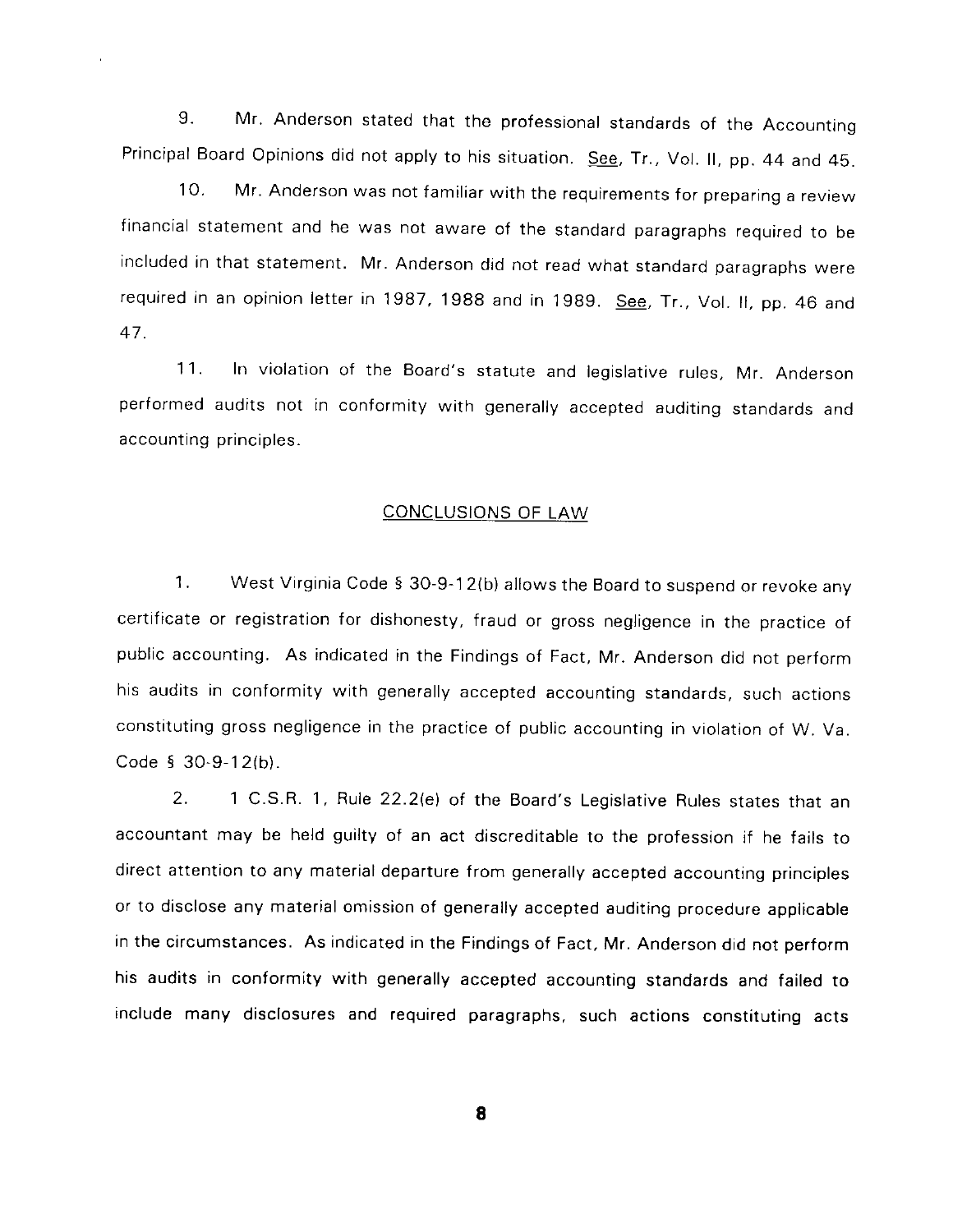9. Mr. Anderson stated that the professional standards of the Accounting Principal Board Opinions did not apply to his situation. See, Tr., Vol. II, pp. 44 and 45.

10. Mr. Anderson was not familiar with the requirements for preparing a review financial statement and he was not aware of the standard paragraphs required to be included in that statement. Mr. Anderson did not read what standard paragraphs were required in an opinion letter in 1987, 1988 and in 1989. See, Tr., Vol. II, pp. 46 and 47.

11. In violation of the Board's statute and legislative rules, Mr. Anderson performed audits not in conformity with generally accepted auditing standards and accounting principles.

## CONCLUSIONS OF LAW

1. West Virginia Code § 30-9-12(b) allows the Board to suspend or revoke any certificate or registration for dishonesty, fraud or gross negligence in the practice of public accounting. As indicated in the Findings of Fact, Mr. Anderson did not perform his audits in conformity with generally accepted accounting standards, such actions constituting gross negligence in the practice of public accounting in violation of W. Va. Code § 30-9-12(b).

2. 1 C.S.R. 1, Rule 22.2(e) of the Board's Legislative Rules states that an accountant may be held guilty of an act discreditable to the profession if he fails to direct attention to any material departure from generally accepted accounting principles or to disclose any material omission of generally accepted auditing procedure applicable in the circumstances. As indicated in the Findings of Fact, Mr. Anderson did not perform his audits in conformity with generally accepted accounting standards and failed to include many disclosures and required paragraphs, such actions constituting acts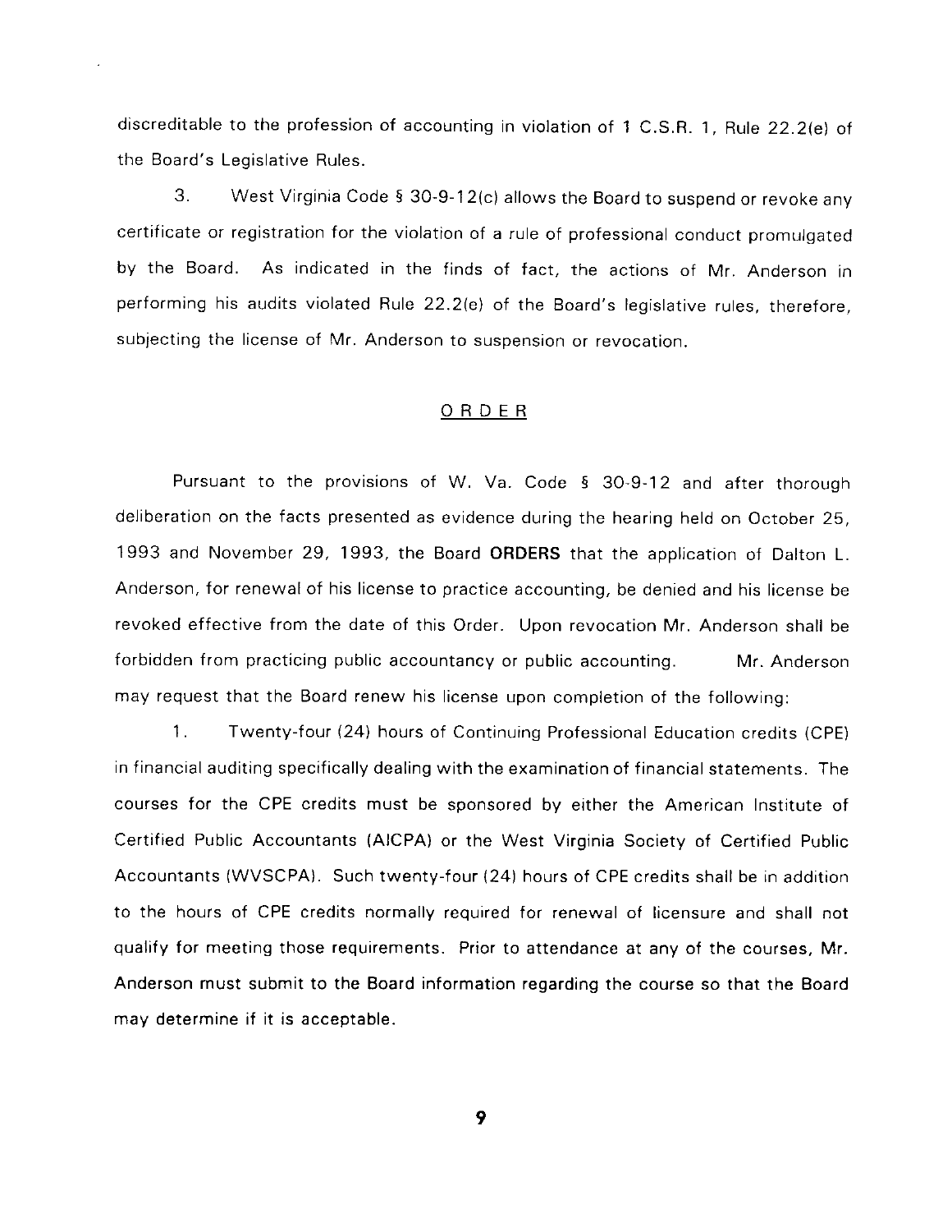discreditable to the profession of accounting in violation of 1 C.S.R. 1, Rule 22.2(e) of the Board's Legislative Rules.

3. West Virginia Code § 30-9-12(c) allows the Board to suspend or revoke any certificate or registration for the violation of a rule of professional conduct promulgated by the Board. As indicated in the finds of fact, the actions of Mr. Anderson in performing his audits violated Rule 22.2(e) of the Board's legislative rules, therefore, subjecting the license of Mr. Anderson to suspension or revocation.

## ORDER

Pursuant to the provisions of W. Va. Code § 30-9-12 and after thorough deliberation on the facts presented as evidence during the hearing held on October 25, 1993 and November 29, 1993, the Board **ORDERS** that the application of Dalton L. Anderson, for renewal of his license to practice accounting, be denied and his license be revoked effective from the date of this Order. Upon revocation Mr. Anderson shall be forbidden from practicing public accountancy or public accounting. Mr. Anderson may request that the Board renew his license upon completion of the following:

1. Twenty-four (24) hours of Continuing Professional Education credits (CPE) in financial auditing specifically dealing with the examination of financial statements. The courses for the CPE credits must be sponsored by either the American Institute of Certified Public Accountants (AICPA) or the West Virginia Society of Certified Public Accountants (WVSCPA). Such twenty-four (24) hours of CPE credits shall be in addition to the hours of CPE credits normally required for renewal of licensure and shall not qualify for meeting those requirements. Prior to attendance at any of the courses, Mr. Anderson must submit to the Board information regarding the course so that the Board may determine if it is acceptable.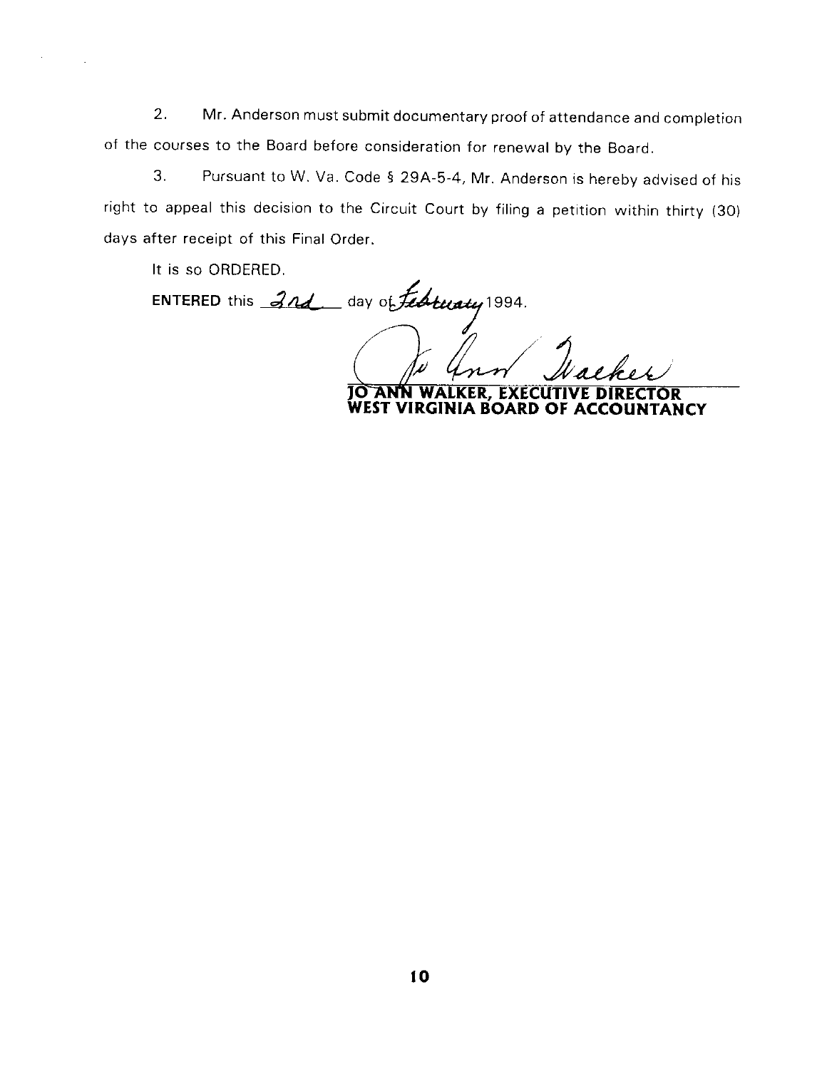2. Mr. Anderson must submit documentary proof of attendance and completion of the courses to the Board before consideration for renewal by the Board.

3. Pursuant to W. Va. Code § 29A-5-4, Mr. Anderson is hereby advised of his right to appeal this decision to the Circuit Court by filing a petition within thirty (30) days after receipt of this Final Order.

It is so ORDERED.

**ENTERED** this 2nd day of February 1994.

Jo Ann Walker

**JO ANN WALKER, EXECUTIVE DIRECTOR**
**WEST VIRGINIA BOARD OF ACCOUNTANCY**